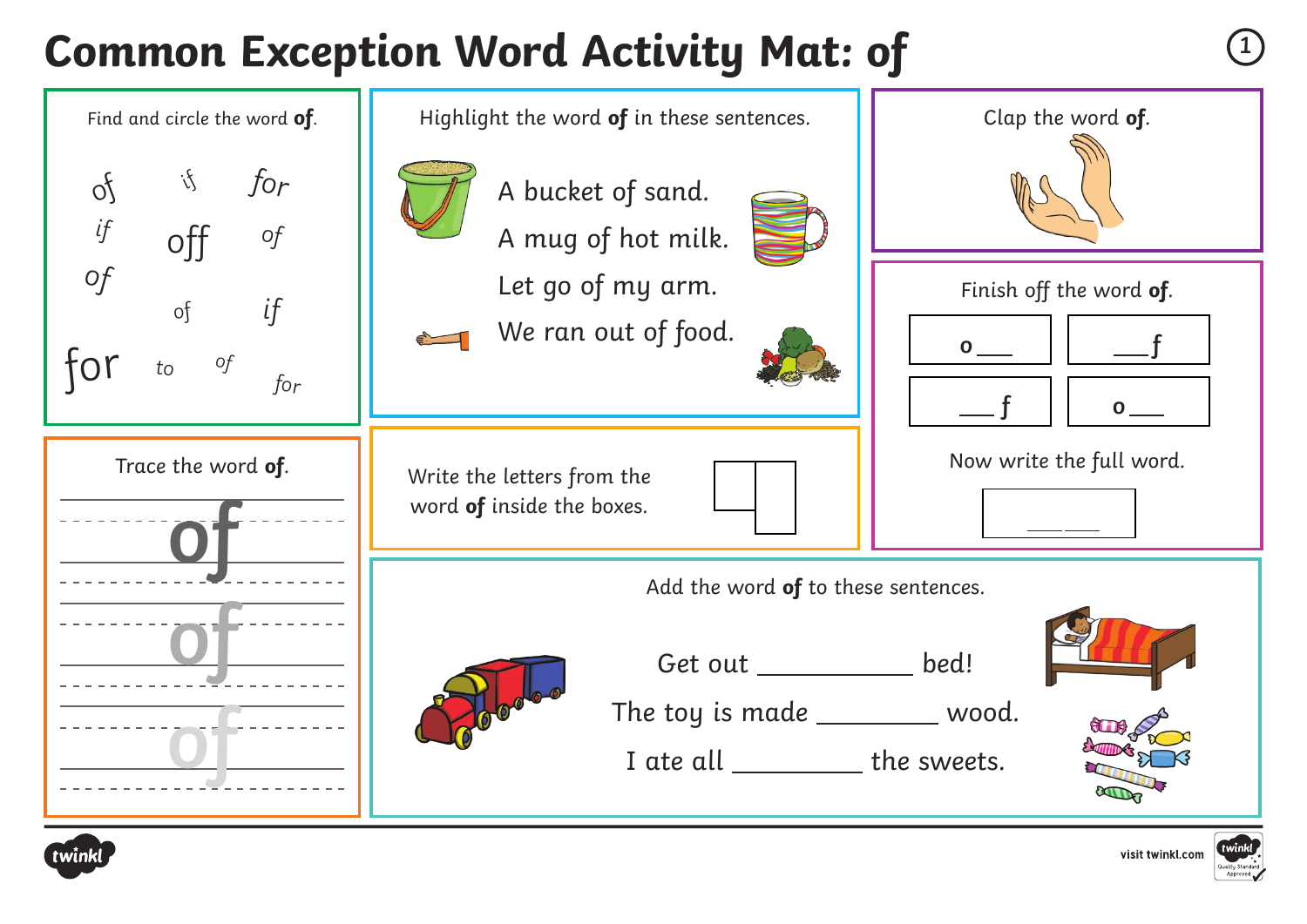# Common Exception Word Activity Mat: of

## Find and circle the word **of**.

of if for
if off of
of
of if
for to of for

## Highlight the word **of** in these sentences.

A bucket of sand.

A mug of hot milk.

Let go of my arm.

We ran out of food.

## Clap the word **of**.

## Trace the word **of**.

of

of

of

## Write the letters from the word **of** inside the boxes.

## Finish off the word **of**.

| o ___ | ___ f |
|---|---|
| ___ f | o ___ |

Now write the full word.

___ ___

## Add the word **of** to these sentences.

Get out ____________ bed!

The toy is made __________ wood.

I ate all __________ the sweets.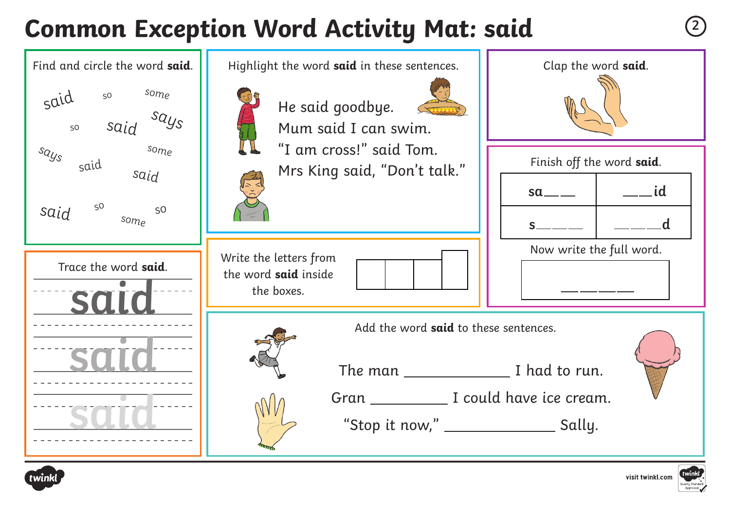# Common Exception Word Activity Mat: said

## Find and circle the word **said**.

said so some
so said says
says said some said
said so so some

## Highlight the word **said** in these sentences.

He said goodbye.
Mum said I can swim.
"I am cross!" said Tom.
Mrs King said, "Don't talk."

## Clap the word **said**.

## Finish off the word **said**.

| sa__ __ | __ __id |
|---|---|
| s__ __ __ | __ __ __d |

Now write the full word.

__ __ __ __

## Trace the word **said**.

said
said
said

## Write the letters from the word **said** inside the boxes.

## Add the word **said** to these sentences.

The man ____________ I had to run.
Gran _________ I could have ice cream.
"Stop it now," ____________ Sally.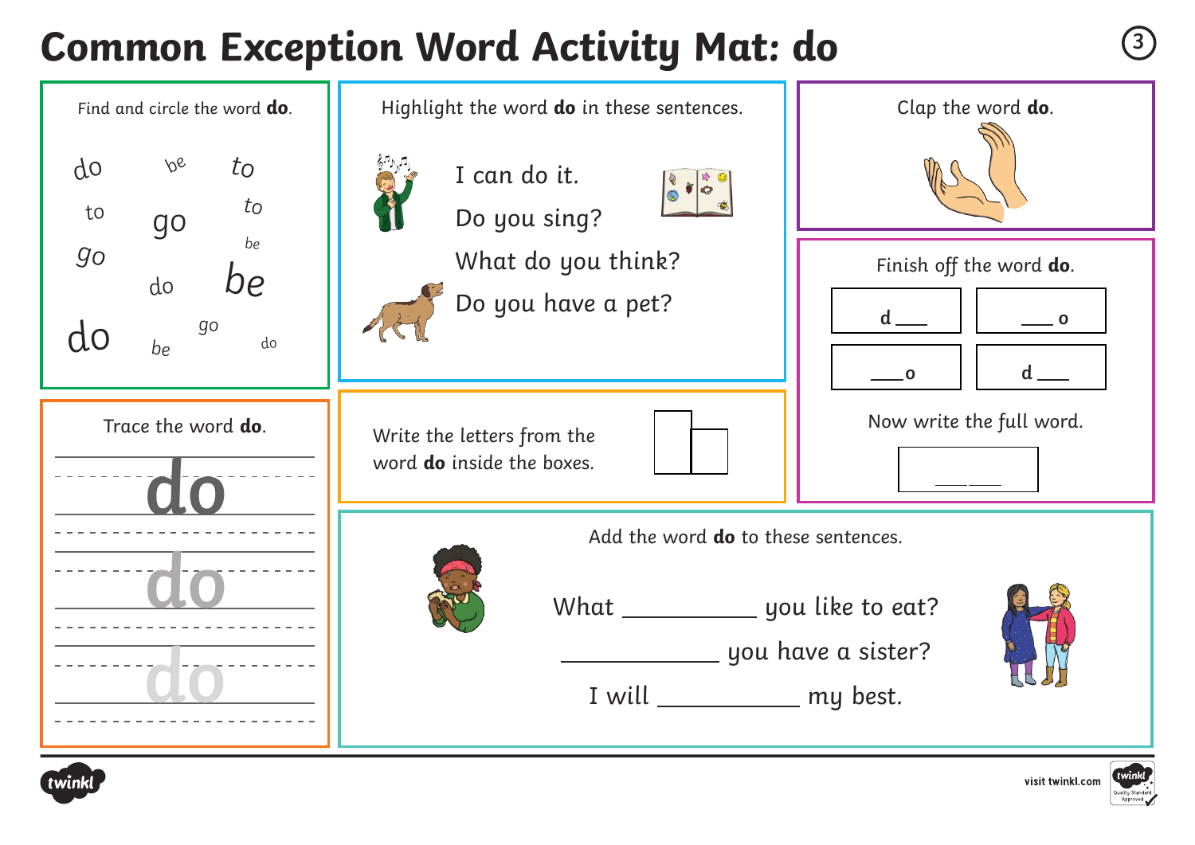# Common Exception Word Activity Mat: do

Find and circle the word **do**.

do be to
to go to
go be
do be
do be go do

Highlight the word **do** in these sentences.

I can do it.

Do you sing?

What do you think?

Do you have a pet?

Clap the word **do**.

Finish off the word **do**.

| d ___ | ___ o |
|---|---|
| ___ o | d ___ |

Now write the full word.

___ ___

Trace the word **do**.

do

do

do

Write the letters from the word **do** inside the boxes.

Add the word **do** to these sentences.

What __________ you like to eat?

__________ you have a sister?

I will __________ my best.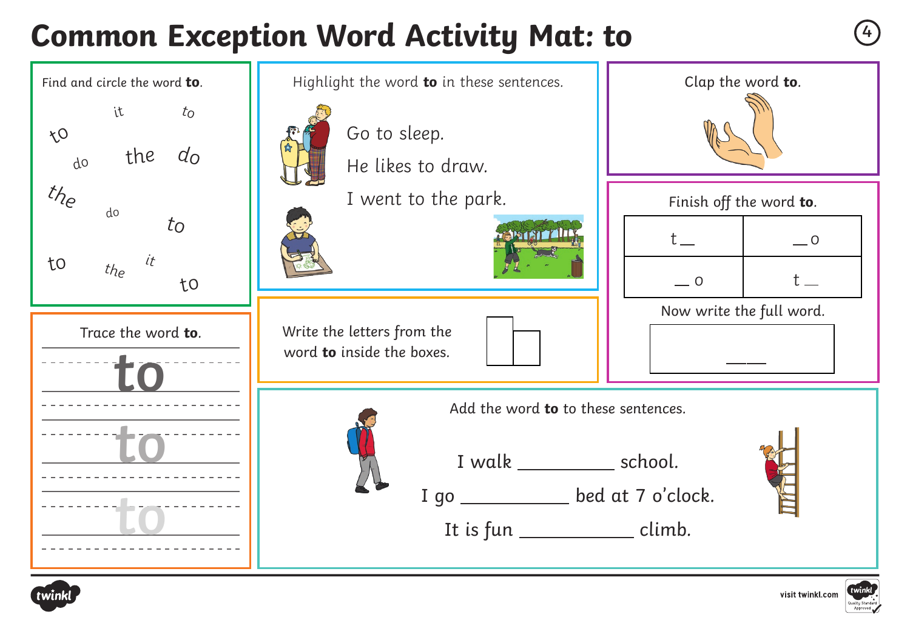# Common Exception Word Activity Mat: to

## Find and circle the word **to**.

it to to do the do the do to to the it to

## Highlight the word **to** in these sentences.

Go to sleep.

He likes to draw.

I went to the park.

## Clap the word **to**.

## Finish off the word **to**.

| t __ | __ o |
| --- | --- |
| __ o | t __ |

Now write the full word.

__ __

## Trace the word **to**.

to

to

to

## Write the letters from the word **to** inside the boxes.

## Add the word **to** to these sentences.

I walk __________ school.

I go ___________ bed at 7 o'clock.

It is fun ___________ climb.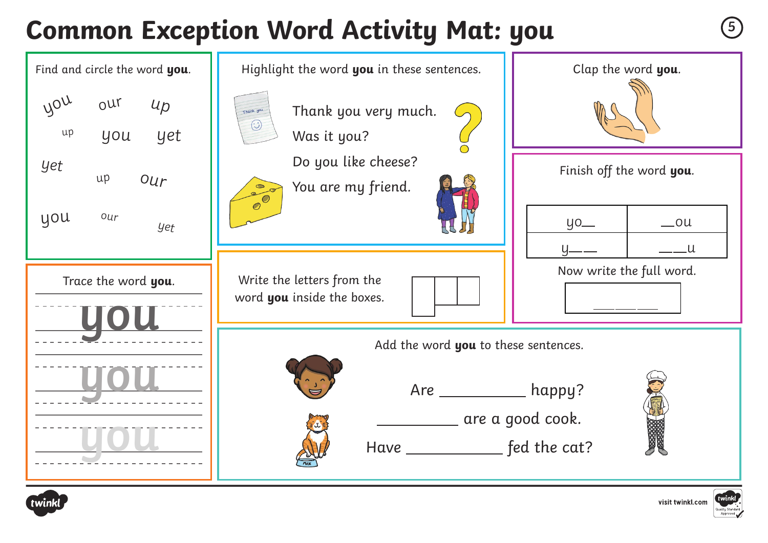# Common Exception Word Activity Mat: you

## Find and circle the word **you**.

you our up
up you yet
yet up our
you our yet

## Highlight the word **you** in these sentences.

Thank you very much.
Was it you?
Do you like cheese?
You are my friend.

## Clap the word **you**.

## Finish off the word **you**.

| | |
|---|---|
| yo__ | __ou |
| y__ __ | __ __u |

Now write the full word.

__ __ __

## Trace the word **you**.

you

you

you

## Write the letters from the word **you** inside the boxes.

## Add the word **you** to these sentences.

Are __________ happy?

__________ are a good cook.

Have __________ fed the cat?